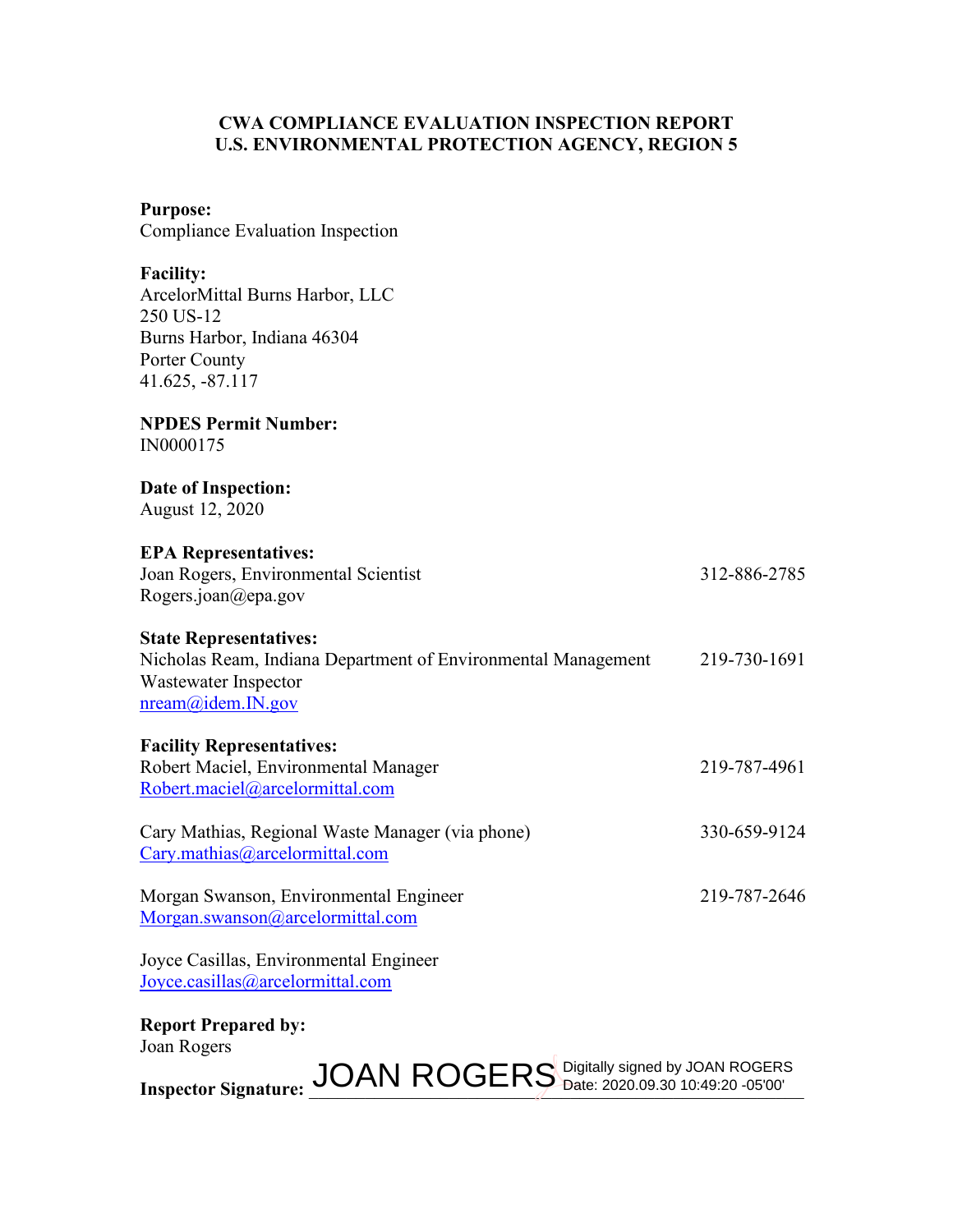# CWA COMPLIANCE EVALUATION INSPECTION REPORT
# U.S. ENVIRONMENTAL PROTECTION AGENCY, REGION 5

**Purpose:**
Compliance Evaluation Inspection

**Facility:**
ArcelorMittal Burns Harbor, LLC
250 US-12
Burns Harbor, Indiana 46304
Porter County
41.625, -87.117

**NPDES Permit Number:**
IN0000175

**Date of Inspection:**
August 12, 2020

**EPA Representatives:**
Joan Rogers, Environmental Scientist — 312-886-2785
Rogers.joan@epa.gov

**State Representatives:**
Nicholas Ream, Indiana Department of Environmental Management — 219-730-1691
Wastewater Inspector
nream@idem.IN.gov

**Facility Representatives:**
Robert Maciel, Environmental Manager — 219-787-4961
Robert.maciel@arcelormittal.com

Cary Mathias, Regional Waste Manager (via phone) — 330-659-9124
Cary.mathias@arcelormittal.com

Morgan Swanson, Environmental Engineer — 219-787-2646
Morgan.swanson@arcelormittal.com

Joyce Casillas, Environmental Engineer
Joyce.casillas@arcelormittal.com

**Report Prepared by:**
Joan Rogers

**Inspector Signature:** JOAN ROGERS Digitally signed by JOAN ROGERS Date: 2020.09.30 10:49:20 -05'00'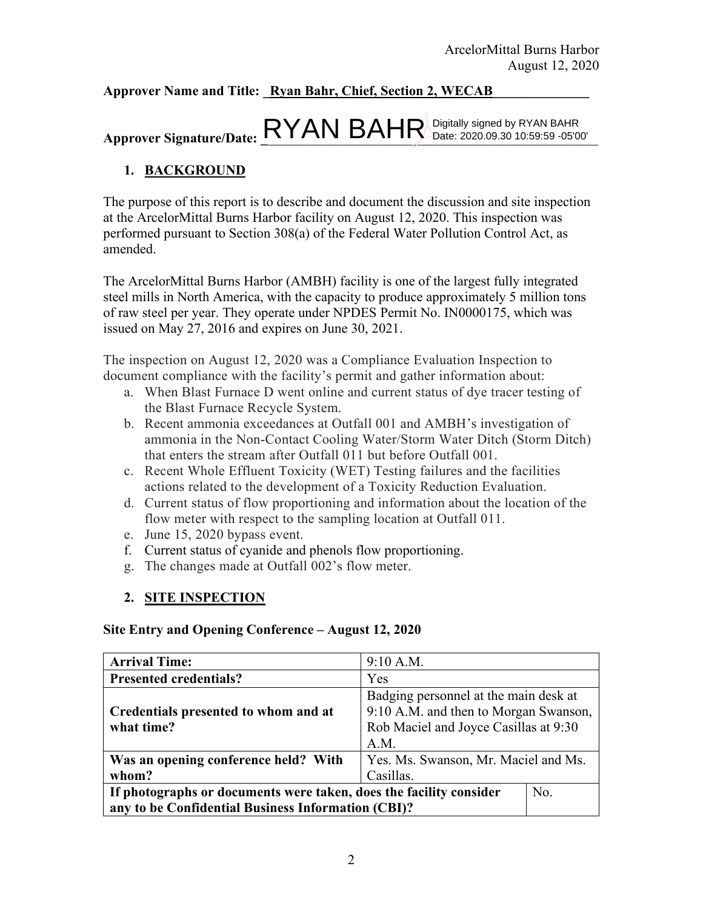**Approver Name and Title:** Ryan Bahr, Chief, Section 2, WECAB

**Approver Signature/Date:** RYAN BAHR Digitally signed by RYAN BAHR Date: 2020.09.30 10:59:59 -05'00'

## 1. BACKGROUND

The purpose of this report is to describe and document the discussion and site inspection at the ArcelorMittal Burns Harbor facility on August 12, 2020. This inspection was performed pursuant to Section 308(a) of the Federal Water Pollution Control Act, as amended.

The ArcelorMittal Burns Harbor (AMBH) facility is one of the largest fully integrated steel mills in North America, with the capacity to produce approximately 5 million tons of raw steel per year. They operate under NPDES Permit No. IN0000175, which was issued on May 27, 2016 and expires on June 30, 2021.

The inspection on August 12, 2020 was a Compliance Evaluation Inspection to document compliance with the facility's permit and gather information about:

a. When Blast Furnace D went online and current status of dye tracer testing of the Blast Furnace Recycle System.
b. Recent ammonia exceedances at Outfall 001 and AMBH's investigation of ammonia in the Non-Contact Cooling Water/Storm Water Ditch (Storm Ditch) that enters the stream after Outfall 011 but before Outfall 001.
c. Recent Whole Effluent Toxicity (WET) Testing failures and the facilities actions related to the development of a Toxicity Reduction Evaluation.
d. Current status of flow proportioning and information about the location of the flow meter with respect to the sampling location at Outfall 011.
e. June 15, 2020 bypass event.
f. Current status of cyanide and phenols flow proportioning.
g. The changes made at Outfall 002's flow meter.

## 2. SITE INSPECTION

**Site Entry and Opening Conference – August 12, 2020**

| | |
|---|---|
| **Arrival Time:** | 9:10 A.M. |
| **Presented credentials?** | Yes |
| **Credentials presented to whom and at what time?** | Badging personnel at the main desk at 9:10 A.M. and then to Morgan Swanson, Rob Maciel and Joyce Casillas at 9:30 A.M. |
| **Was an opening conference held? With whom?** | Yes. Ms. Swanson, Mr. Maciel and Ms. Casillas. |
| **If photographs or documents were taken, does the facility consider any to be Confidential Business Information (CBI)?** | No. |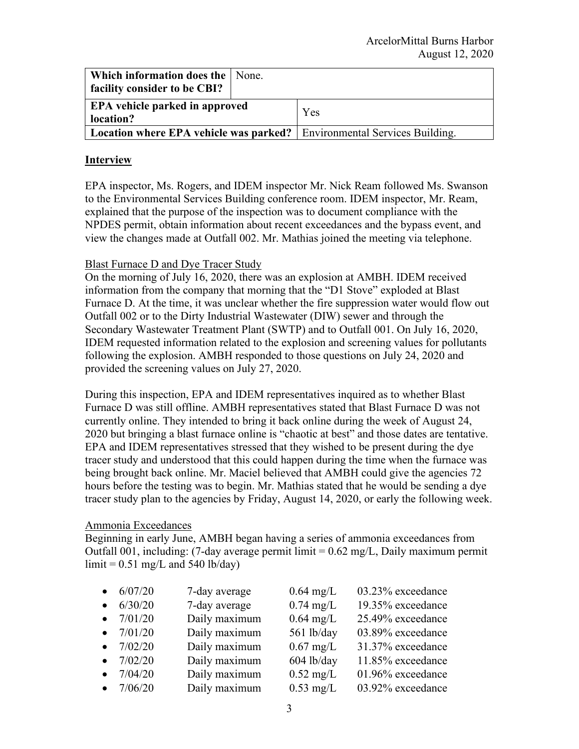| Which information does the facility consider to be CBI? | None. |
|---|---|
| EPA vehicle parked in approved location? | Yes |
| Location where EPA vehicle was parked? | Environmental Services Building. |

## Interview

EPA inspector, Ms. Rogers, and IDEM inspector Mr. Nick Ream followed Ms. Swanson to the Environmental Services Building conference room. IDEM inspector, Mr. Ream, explained that the purpose of the inspection was to document compliance with the NPDES permit, obtain information about recent exceedances and the bypass event, and view the changes made at Outfall 002. Mr. Mathias joined the meeting via telephone.

### Blast Furnace D and Dye Tracer Study

On the morning of July 16, 2020, there was an explosion at AMBH. IDEM received information from the company that morning that the "D1 Stove" exploded at Blast Furnace D. At the time, it was unclear whether the fire suppression water would flow out Outfall 002 or to the Dirty Industrial Wastewater (DIW) sewer and through the Secondary Wastewater Treatment Plant (SWTP) and to Outfall 001. On July 16, 2020, IDEM requested information related to the explosion and screening values for pollutants following the explosion. AMBH responded to those questions on July 24, 2020 and provided the screening values on July 27, 2020.

During this inspection, EPA and IDEM representatives inquired as to whether Blast Furnace D was still offline. AMBH representatives stated that Blast Furnace D was not currently online. They intended to bring it back online during the week of August 24, 2020 but bringing a blast furnace online is "chaotic at best" and those dates are tentative. EPA and IDEM representatives stressed that they wished to be present during the dye tracer study and understood that this could happen during the time when the furnace was being brought back online. Mr. Maciel believed that AMBH could give the agencies 72 hours before the testing was to begin. Mr. Mathias stated that he would be sending a dye tracer study plan to the agencies by Friday, August 14, 2020, or early the following week.

### Ammonia Exceedances

Beginning in early June, AMBH began having a series of ammonia exceedances from Outfall 001, including: (7-day average permit limit = 0.62 mg/L, Daily maximum permit limit = 0.51 mg/L and 540 lb/day)

- 6/07/20 7-day average 0.64 mg/L 03.23% exceedance
- 6/30/20 7-day average 0.74 mg/L 19.35% exceedance
- 7/01/20 Daily maximum 0.64 mg/L 25.49% exceedance
- 7/01/20 Daily maximum 561 lb/day 03.89% exceedance
- 7/02/20 Daily maximum 0.67 mg/L 31.37% exceedance
- 7/02/20 Daily maximum 604 lb/day 11.85% exceedance
- 7/04/20 Daily maximum 0.52 mg/L 01.96% exceedance
- 7/06/20 Daily maximum 0.53 mg/L 03.92% exceedance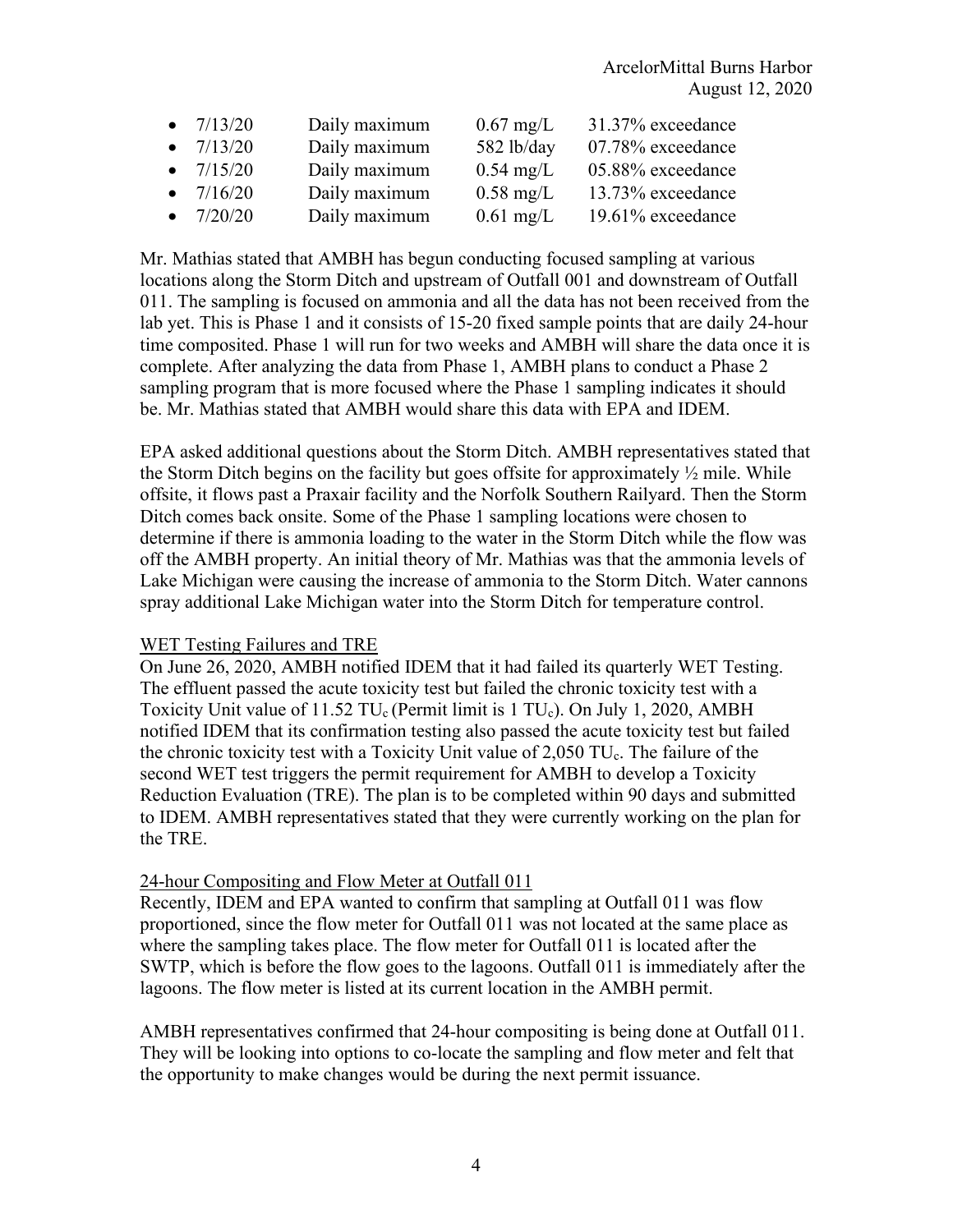- 7/13/20 Daily maximum 0.67 mg/L 31.37% exceedance
- 7/13/20 Daily maximum 582 lb/day 07.78% exceedance
- 7/15/20 Daily maximum 0.54 mg/L 05.88% exceedance
- 7/16/20 Daily maximum 0.58 mg/L 13.73% exceedance
- 7/20/20 Daily maximum 0.61 mg/L 19.61% exceedance

Mr. Mathias stated that AMBH has begun conducting focused sampling at various locations along the Storm Ditch and upstream of Outfall 001 and downstream of Outfall 011. The sampling is focused on ammonia and all the data has not been received from the lab yet. This is Phase 1 and it consists of 15-20 fixed sample points that are daily 24-hour time composited. Phase 1 will run for two weeks and AMBH will share the data once it is complete. After analyzing the data from Phase 1, AMBH plans to conduct a Phase 2 sampling program that is more focused where the Phase 1 sampling indicates it should be. Mr. Mathias stated that AMBH would share this data with EPA and IDEM.

EPA asked additional questions about the Storm Ditch. AMBH representatives stated that the Storm Ditch begins on the facility but goes offsite for approximately ½ mile. While offsite, it flows past a Praxair facility and the Norfolk Southern Railyard. Then the Storm Ditch comes back onsite. Some of the Phase 1 sampling locations were chosen to determine if there is ammonia loading to the water in the Storm Ditch while the flow was off the AMBH property. An initial theory of Mr. Mathias was that the ammonia levels of Lake Michigan were causing the increase of ammonia to the Storm Ditch. Water cannons spray additional Lake Michigan water into the Storm Ditch for temperature control.

WET Testing Failures and TRE

On June 26, 2020, AMBH notified IDEM that it had failed its quarterly WET Testing. The effluent passed the acute toxicity test but failed the chronic toxicity test with a Toxicity Unit value of 11.52 $TU_c$ (Permit limit is 1 $TU_c$). On July 1, 2020, AMBH notified IDEM that its confirmation testing also passed the acute toxicity test but failed the chronic toxicity test with a Toxicity Unit value of 2,050 $TU_c$. The failure of the second WET test triggers the permit requirement for AMBH to develop a Toxicity Reduction Evaluation (TRE). The plan is to be completed within 90 days and submitted to IDEM. AMBH representatives stated that they were currently working on the plan for the TRE.

24-hour Compositing and Flow Meter at Outfall 011

Recently, IDEM and EPA wanted to confirm that sampling at Outfall 011 was flow proportioned, since the flow meter for Outfall 011 was not located at the same place as where the sampling takes place. The flow meter for Outfall 011 is located after the SWTP, which is before the flow goes to the lagoons. Outfall 011 is immediately after the lagoons. The flow meter is listed at its current location in the AMBH permit.

AMBH representatives confirmed that 24-hour compositing is being done at Outfall 011. They will be looking into options to co-locate the sampling and flow meter and felt that the opportunity to make changes would be during the next permit issuance.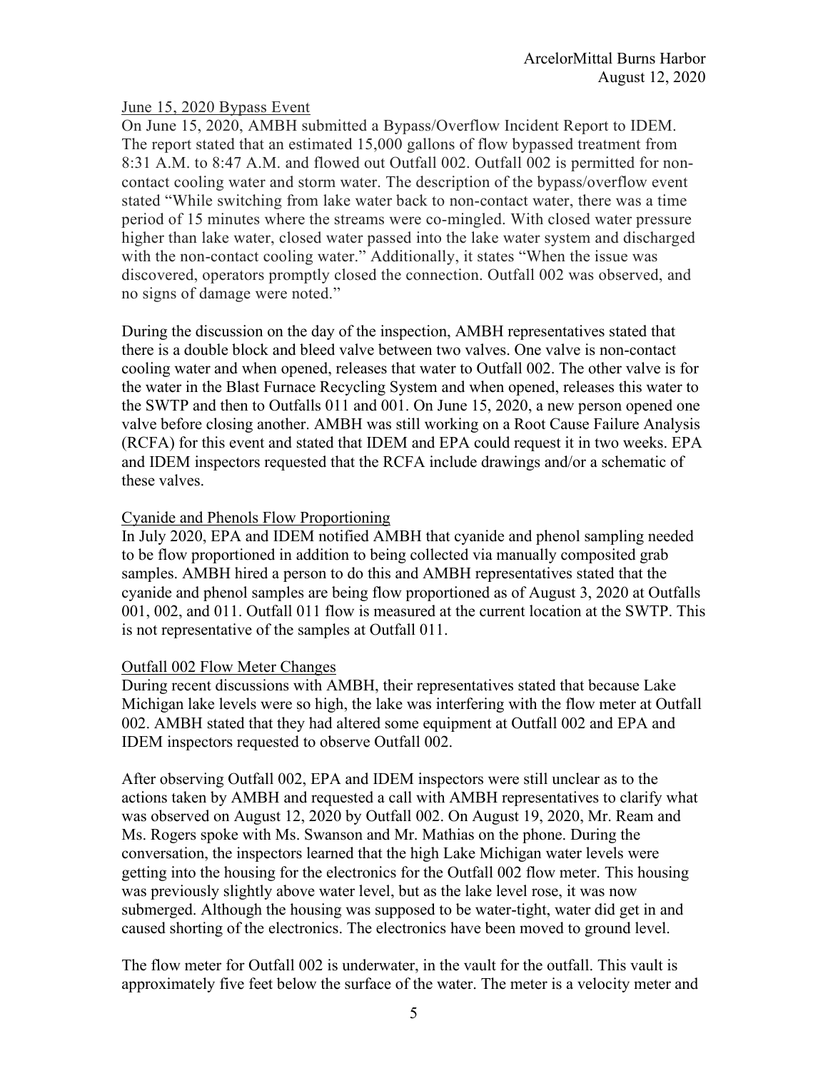### June 15, 2020 Bypass Event

On June 15, 2020, AMBH submitted a Bypass/Overflow Incident Report to IDEM. The report stated that an estimated 15,000 gallons of flow bypassed treatment from 8:31 A.M. to 8:47 A.M. and flowed out Outfall 002. Outfall 002 is permitted for non-contact cooling water and storm water. The description of the bypass/overflow event stated "While switching from lake water back to non-contact water, there was a time period of 15 minutes where the streams were co-mingled. With closed water pressure higher than lake water, closed water passed into the lake water system and discharged with the non-contact cooling water." Additionally, it states "When the issue was discovered, operators promptly closed the connection. Outfall 002 was observed, and no signs of damage were noted."

During the discussion on the day of the inspection, AMBH representatives stated that there is a double block and bleed valve between two valves. One valve is non-contact cooling water and when opened, releases that water to Outfall 002. The other valve is for the water in the Blast Furnace Recycling System and when opened, releases this water to the SWTP and then to Outfalls 011 and 001. On June 15, 2020, a new person opened one valve before closing another. AMBH was still working on a Root Cause Failure Analysis (RCFA) for this event and stated that IDEM and EPA could request it in two weeks. EPA and IDEM inspectors requested that the RCFA include drawings and/or a schematic of these valves.

### Cyanide and Phenols Flow Proportioning

In July 2020, EPA and IDEM notified AMBH that cyanide and phenol sampling needed to be flow proportioned in addition to being collected via manually composited grab samples. AMBH hired a person to do this and AMBH representatives stated that the cyanide and phenol samples are being flow proportioned as of August 3, 2020 at Outfalls 001, 002, and 011. Outfall 011 flow is measured at the current location at the SWTP. This is not representative of the samples at Outfall 011.

### Outfall 002 Flow Meter Changes

During recent discussions with AMBH, their representatives stated that because Lake Michigan lake levels were so high, the lake was interfering with the flow meter at Outfall 002. AMBH stated that they had altered some equipment at Outfall 002 and EPA and IDEM inspectors requested to observe Outfall 002.

After observing Outfall 002, EPA and IDEM inspectors were still unclear as to the actions taken by AMBH and requested a call with AMBH representatives to clarify what was observed on August 12, 2020 by Outfall 002. On August 19, 2020, Mr. Ream and Ms. Rogers spoke with Ms. Swanson and Mr. Mathias on the phone. During the conversation, the inspectors learned that the high Lake Michigan water levels were getting into the housing for the electronics for the Outfall 002 flow meter. This housing was previously slightly above water level, but as the lake level rose, it was now submerged. Although the housing was supposed to be water-tight, water did get in and caused shorting of the electronics. The electronics have been moved to ground level.

The flow meter for Outfall 002 is underwater, in the vault for the outfall. This vault is approximately five feet below the surface of the water. The meter is a velocity meter and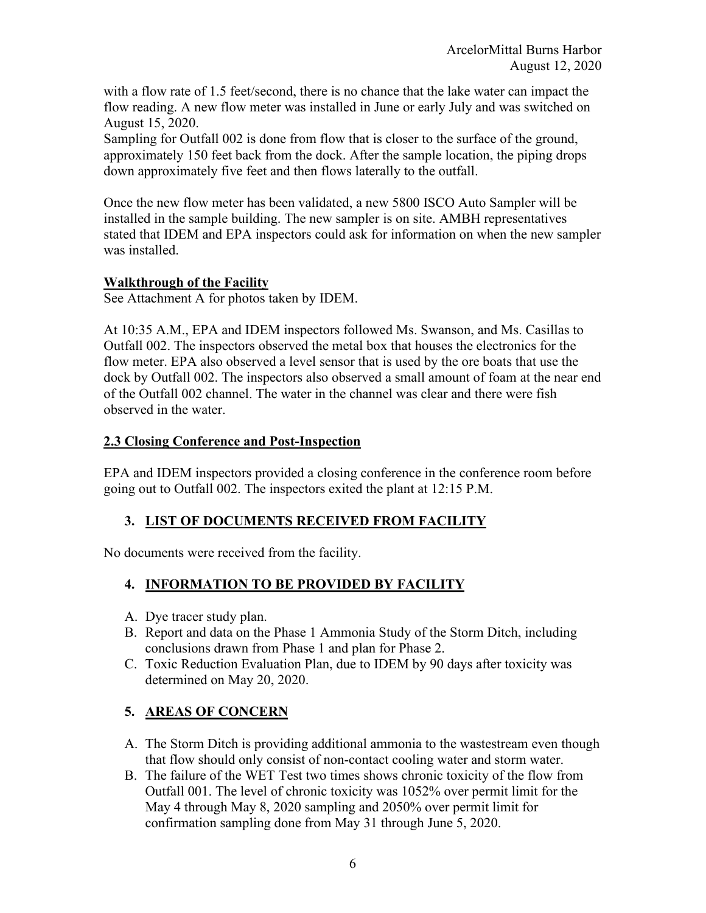with a flow rate of 1.5 feet/second, there is no chance that the lake water can impact the flow reading. A new flow meter was installed in June or early July and was switched on August 15, 2020.

Sampling for Outfall 002 is done from flow that is closer to the surface of the ground, approximately 150 feet back from the dock. After the sample location, the piping drops down approximately five feet and then flows laterally to the outfall.

Once the new flow meter has been validated, a new 5800 ISCO Auto Sampler will be installed in the sample building. The new sampler is on site. AMBH representatives stated that IDEM and EPA inspectors could ask for information on when the new sampler was installed.

**Walkthrough of the Facility**

See Attachment A for photos taken by IDEM.

At 10:35 A.M., EPA and IDEM inspectors followed Ms. Swanson, and Ms. Casillas to Outfall 002. The inspectors observed the metal box that houses the electronics for the flow meter. EPA also observed a level sensor that is used by the ore boats that use the dock by Outfall 002. The inspectors also observed a small amount of foam at the near end of the Outfall 002 channel. The water in the channel was clear and there were fish observed in the water.

## 2.3 Closing Conference and Post-Inspection

EPA and IDEM inspectors provided a closing conference in the conference room before going out to Outfall 002. The inspectors exited the plant at 12:15 P.M.

## 3. LIST OF DOCUMENTS RECEIVED FROM FACILITY

No documents were received from the facility.

## 4. INFORMATION TO BE PROVIDED BY FACILITY

A. Dye tracer study plan.

B. Report and data on the Phase 1 Ammonia Study of the Storm Ditch, including conclusions drawn from Phase 1 and plan for Phase 2.

C. Toxic Reduction Evaluation Plan, due to IDEM by 90 days after toxicity was determined on May 20, 2020.

## 5. AREAS OF CONCERN

A. The Storm Ditch is providing additional ammonia to the wastestream even though that flow should only consist of non-contact cooling water and storm water.

B. The failure of the WET Test two times shows chronic toxicity of the flow from Outfall 001. The level of chronic toxicity was 1052% over permit limit for the May 4 through May 8, 2020 sampling and 2050% over permit limit for confirmation sampling done from May 31 through June 5, 2020.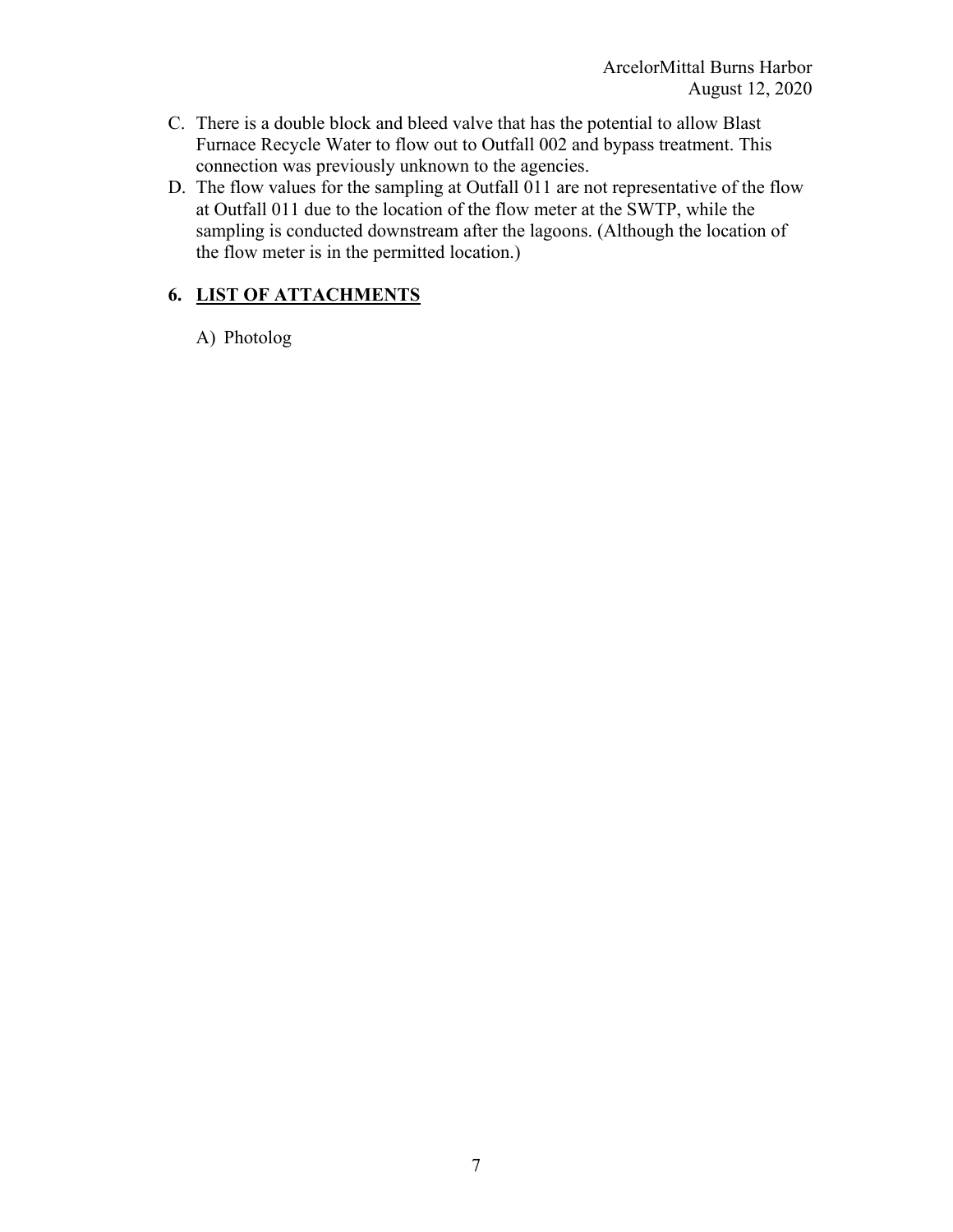C. There is a double block and bleed valve that has the potential to allow Blast Furnace Recycle Water to flow out to Outfall 002 and bypass treatment. This connection was previously unknown to the agencies.

D. The flow values for the sampling at Outfall 011 are not representative of the flow at Outfall 011 due to the location of the flow meter at the SWTP, while the sampling is conducted downstream after the lagoons. (Although the location of the flow meter is in the permitted location.)

## 6. LIST OF ATTACHMENTS

A) Photolog